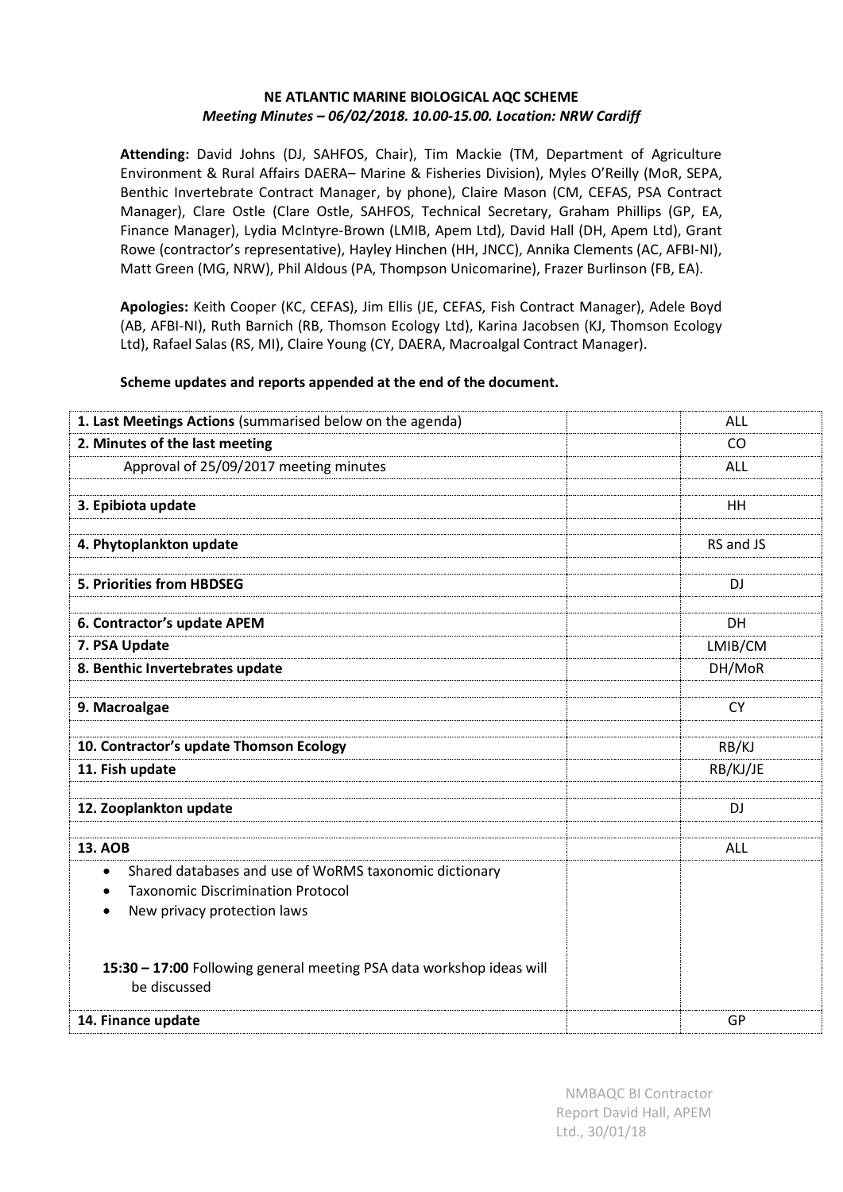**NE ATLANTIC MARINE BIOLOGICAL AQC SCHEME**
***Meeting Minutes – 06/02/2018. 10.00-15.00. Location: NRW Cardiff***

**Attending:** David Johns (DJ, SAHFOS, Chair), Tim Mackie (TM, Department of Agriculture Environment & Rural Affairs DAERA– Marine & Fisheries Division), Myles O'Reilly (MoR, SEPA, Benthic Invertebrate Contract Manager, by phone), Claire Mason (CM, CEFAS, PSA Contract Manager), Clare Ostle (Clare Ostle, SAHFOS, Technical Secretary, Graham Phillips (GP, EA, Finance Manager), Lydia McIntyre-Brown (LMIB, Apem Ltd), David Hall (DH, Apem Ltd), Grant Rowe (contractor's representative), Hayley Hinchen (HH, JNCC), Annika Clements (AC, AFBI-NI), Matt Green (MG, NRW), Phil Aldous (PA, Thompson Unicomarine), Frazer Burlinson (FB, EA).

**Apologies:** Keith Cooper (KC, CEFAS), Jim Ellis (JE, CEFAS, Fish Contract Manager), Adele Boyd (AB, AFBI-NI), Ruth Barnich (RB, Thomson Ecology Ltd), Karina Jacobsen (KJ, Thomson Ecology Ltd), Rafael Salas (RS, MI), Claire Young (CY, DAERA, Macroalgal Contract Manager).

**Scheme updates and reports appended at the end of the document.**

| | | |
|---|---|---|
| **1. Last Meetings Actions** (summarised below on the agenda) | | ALL |
| **2. Minutes of the last meeting** | | CO |
| Approval of 25/09/2017 meeting minutes | | ALL |
| | | |
| **3. Epibiota update** | | HH |
| | | |
| **4. Phytoplankton update** | | RS and JS |
| | | |
| **5. Priorities from HBDSEG** | | DJ |
| | | |
| **6. Contractor's update APEM** | | DH |
| **7. PSA Update** | | LMIB/CM |
| **8. Benthic Invertebrates update** | | DH/MoR |
| | | |
| **9. Macroalgae** | | CY |
| | | |
| **10. Contractor's update Thomson Ecology** | | RB/KJ |
| **11. Fish update** | | RB/KJ/JE |
| | | |
| **12. Zooplankton update** | | DJ |
| | | |
| **13. AOB** | | ALL |
| • Shared databases and use of WoRMS taxonomic dictionary<br>• Taxonomic Discrimination Protocol<br>• New privacy protection laws<br><br>**15:30 – 17:00** Following general meeting PSA data workshop ideas will be discussed | | |
| **14. Finance update** | | GP |

NMBAQC BI Contractor Report David Hall, APEM Ltd., 30/01/18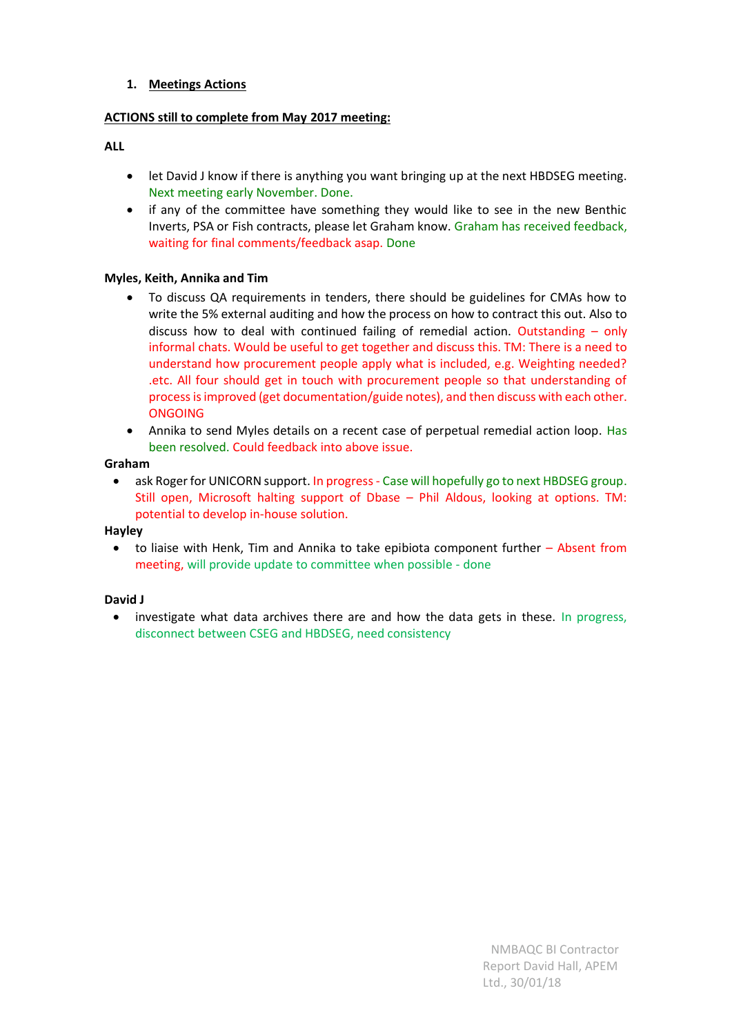## 1. Meetings Actions

**ACTIONS still to complete from May 2017 meeting:**

**ALL**

- let David J know if there is anything you want bringing up at the next HBDSEG meeting. Next meeting early November. Done.
- if any of the committee have something they would like to see in the new Benthic Inverts, PSA or Fish contracts, please let Graham know. Graham has received feedback, waiting for final comments/feedback asap. Done

**Myles, Keith, Annika and Tim**

- To discuss QA requirements in tenders, there should be guidelines for CMAs how to write the 5% external auditing and how the process on how to contract this out. Also to discuss how to deal with continued failing of remedial action. Outstanding – only informal chats. Would be useful to get together and discuss this. TM: There is a need to understand how procurement people apply what is included, e.g. Weighting needed? .etc. All four should get in touch with procurement people so that understanding of process is improved (get documentation/guide notes), and then discuss with each other. ONGOING
- Annika to send Myles details on a recent case of perpetual remedial action loop. Has been resolved. Could feedback into above issue.

**Graham**

- ask Roger for UNICORN support. In progress - Case will hopefully go to next HBDSEG group. Still open, Microsoft halting support of Dbase – Phil Aldous, looking at options. TM: potential to develop in-house solution.

**Hayley**

- to liaise with Henk, Tim and Annika to take epibiota component further – Absent from meeting, will provide update to committee when possible - done

**David J**

- investigate what data archives there are and how the data gets in these. In progress, disconnect between CSEG and HBDSEG, need consistency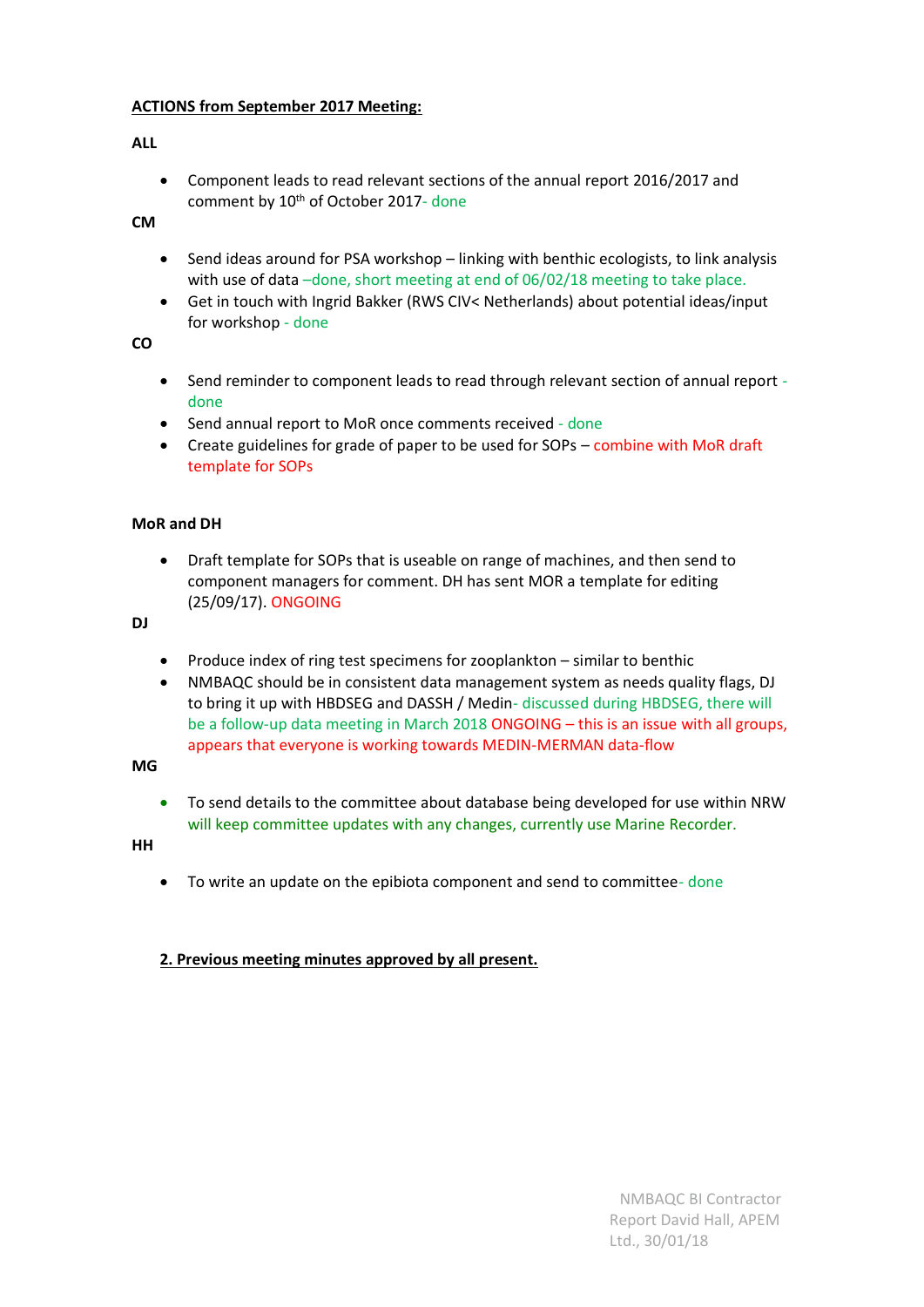**ACTIONS from September 2017 Meeting:**

**ALL**

- Component leads to read relevant sections of the annual report 2016/2017 and comment by 10th of October 2017- done

**CM**

- Send ideas around for PSA workshop – linking with benthic ecologists, to link analysis with use of data –done, short meeting at end of 06/02/18 meeting to take place.
- Get in touch with Ingrid Bakker (RWS CIV< Netherlands) about potential ideas/input for workshop - done

**CO**

- Send reminder to component leads to read through relevant section of annual report - done
- Send annual report to MoR once comments received - done
- Create guidelines for grade of paper to be used for SOPs – combine with MoR draft template for SOPs

**MoR and DH**

- Draft template for SOPs that is useable on range of machines, and then send to component managers for comment. DH has sent MOR a template for editing (25/09/17). ONGOING

**DJ**

- Produce index of ring test specimens for zooplankton – similar to benthic
- NMBAQC should be in consistent data management system as needs quality flags, DJ to bring it up with HBDSEG and DASSH / Medin- discussed during HBDSEG, there will be a follow-up data meeting in March 2018 ONGOING – this is an issue with all groups, appears that everyone is working towards MEDIN-MERMAN data-flow

**MG**

- To send details to the committee about database being developed for use within NRW will keep committee updates with any changes, currently use Marine Recorder.

**HH**

- To write an update on the epibiota component and send to committee- done

**2. Previous meeting minutes approved by all present.**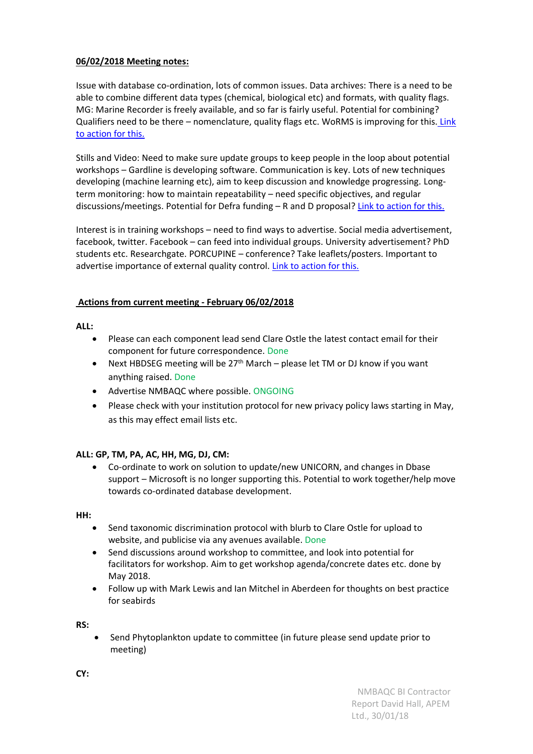**06/02/2018 Meeting notes:**

Issue with database co-ordination, lots of common issues. Data archives: There is a need to be able to combine different data types (chemical, biological etc) and formats, with quality flags. MG: Marine Recorder is freely available, and so far is fairly useful. Potential for combining? Qualifiers need to be there – nomenclature, quality flags etc. WoRMS is improving for this. Link to action for this.

Stills and Video: Need to make sure update groups to keep people in the loop about potential workshops – Gardline is developing software. Communication is key. Lots of new techniques developing (machine learning etc), aim to keep discussion and knowledge progressing. Long-term monitoring: how to maintain repeatability – need specific objectives, and regular discussions/meetings. Potential for Defra funding – R and D proposal? Link to action for this.

Interest is in training workshops – need to find ways to advertise. Social media advertisement, facebook, twitter. Facebook – can feed into individual groups. University advertisement? PhD students etc. Researchgate. PORCUPINE – conference? Take leaflets/posters. Important to advertise importance of external quality control. Link to action for this.

**Actions from current meeting - February 06/02/2018**

**ALL:**

- Please can each component lead send Clare Ostle the latest contact email for their component for future correspondence. Done
- Next HBDSEG meeting will be 27th March – please let TM or DJ know if you want anything raised. Done
- Advertise NMBAQC where possible. ONGOING
- Please check with your institution protocol for new privacy policy laws starting in May, as this may effect email lists etc.

**ALL: GP, TM, PA, AC, HH, MG, DJ, CM:**

- Co-ordinate to work on solution to update/new UNICORN, and changes in Dbase support – Microsoft is no longer supporting this. Potential to work together/help move towards co-ordinated database development.

**HH:**

- Send taxonomic discrimination protocol with blurb to Clare Ostle for upload to website, and publicise via any avenues available. Done
- Send discussions around workshop to committee, and look into potential for facilitators for workshop. Aim to get workshop agenda/concrete dates etc. done by May 2018.
- Follow up with Mark Lewis and Ian Mitchel in Aberdeen for thoughts on best practice for seabirds

**RS:**

- Send Phytoplankton update to committee (in future please send update prior to meeting)

**CY:**

NMBAQC BI Contractor Report David Hall, APEM Ltd., 30/01/18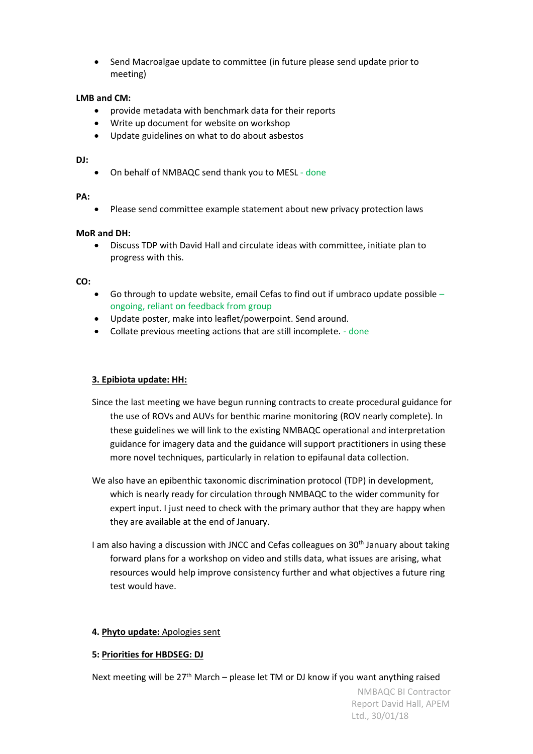- Send Macroalgae update to committee (in future please send update prior to meeting)

**LMB and CM:**

- provide metadata with benchmark data for their reports
- Write up document for website on workshop
- Update guidelines on what to do about asbestos

**DJ:**

- On behalf of NMBAQC send thank you to MESL - done

**PA:**

- Please send committee example statement about new privacy protection laws

**MoR and DH:**

- Discuss TDP with David Hall and circulate ideas with committee, initiate plan to progress with this.

**CO:**

- Go through to update website, email Cefas to find out if umbraco update possible – ongoing, reliant on feedback from group
- Update poster, make into leaflet/powerpoint. Send around.
- Collate previous meeting actions that are still incomplete. - done

**3. Epibiota update: HH:**

Since the last meeting we have begun running contracts to create procedural guidance for the use of ROVs and AUVs for benthic marine monitoring (ROV nearly complete). In these guidelines we will link to the existing NMBAQC operational and interpretation guidance for imagery data and the guidance will support practitioners in using these more novel techniques, particularly in relation to epifaunal data collection.

We also have an epibenthic taxonomic discrimination protocol (TDP) in development, which is nearly ready for circulation through NMBAQC to the wider community for expert input. I just need to check with the primary author that they are happy when they are available at the end of January.

I am also having a discussion with JNCC and Cefas colleagues on 30th January about taking forward plans for a workshop on video and stills data, what issues are arising, what resources would help improve consistency further and what objectives a future ring test would have.

**4. Phyto update:** Apologies sent

**5: Priorities for HBDSEG: DJ**

Next meeting will be 27th March – please let TM or DJ know if you want anything raised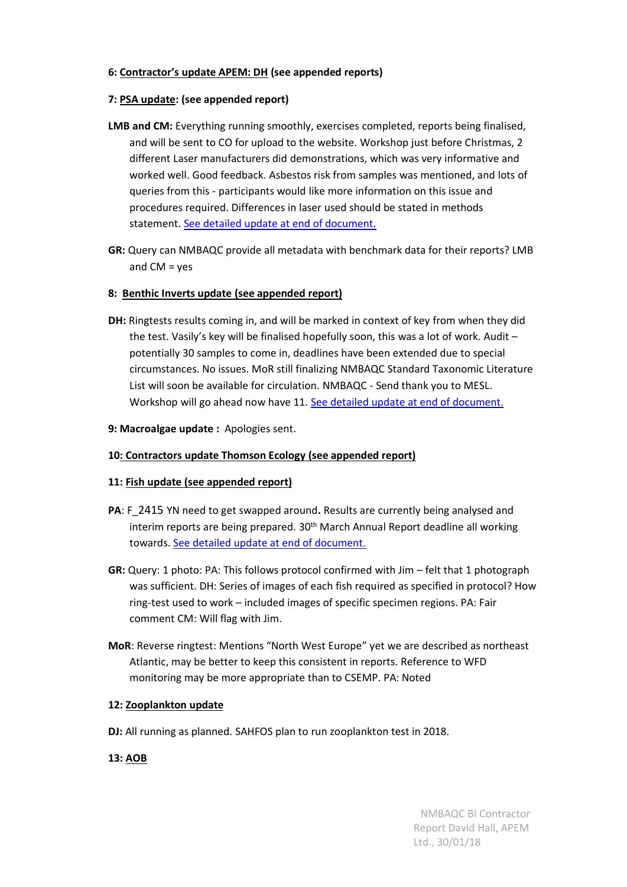**6: <u>Contractor's update APEM: DH</u> (see appended reports)**

**7: <u>PSA update</u>: (see appended report)**

**LMB and CM:** Everything running smoothly, exercises completed, reports being finalised, and will be sent to CO for upload to the website. Workshop just before Christmas, 2 different Laser manufacturers did demonstrations, which was very informative and worked well. Good feedback. Asbestos risk from samples was mentioned, and lots of queries from this - participants would like more information on this issue and procedures required. Differences in laser used should be stated in methods statement. See detailed update at end of document.

**GR:** Query can NMBAQC provide all metadata with benchmark data for their reports? LMB and CM = yes

**8: <u>Benthic Inverts update (see appended report)</u>**

**DH:** Ringtests results coming in, and will be marked in context of key from when they did the test. Vasily's key will be finalised hopefully soon, this was a lot of work. Audit – potentially 30 samples to come in, deadlines have been extended due to special circumstances. No issues. MoR still finalizing NMBAQC Standard Taxonomic Literature List will soon be available for circulation. NMBAQC - Send thank you to MESL. Workshop will go ahead now have 11. See detailed update at end of document.

**9: Macroalgae update :** Apologies sent.

**10: <u>Contractors update Thomson Ecology (see appended report)</u>**

**11: <u>Fish update (see appended report)</u>**

**PA**: F_2415 YN need to get swapped around**.** Results are currently being analysed and interim reports are being prepared. 30th March Annual Report deadline all working towards. See detailed update at end of document.

**GR:** Query: 1 photo: PA: This follows protocol confirmed with Jim – felt that 1 photograph was sufficient. DH: Series of images of each fish required as specified in protocol? How ring-test used to work – included images of specific specimen regions. PA: Fair comment CM: Will flag with Jim.

**MoR**: Reverse ringtest: Mentions "North West Europe" yet we are described as northeast Atlantic, may be better to keep this consistent in reports. Reference to WFD monitoring may be more appropriate than to CSEMP. PA: Noted

**12: <u>Zooplankton update</u>**

**DJ:** All running as planned. SAHFOS plan to run zooplankton test in 2018.

**13: <u>AOB</u>**

NMBAQC BI Contractor Report David Hall, APEM Ltd., 30/01/18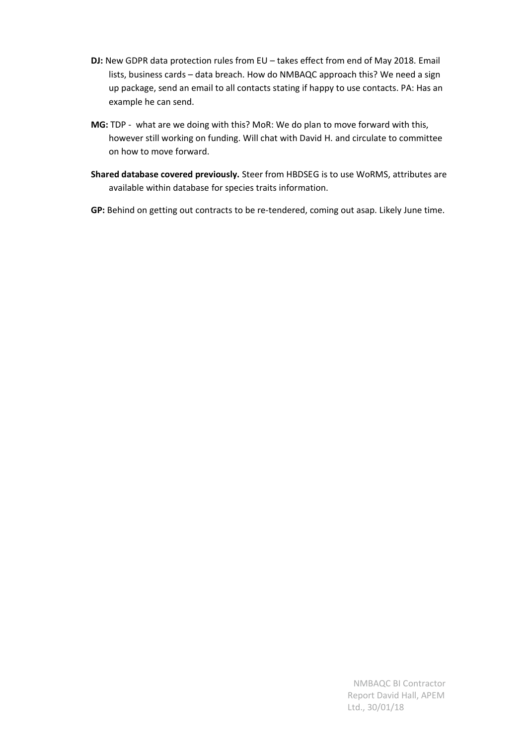**DJ:** New GDPR data protection rules from EU – takes effect from end of May 2018. Email lists, business cards – data breach. How do NMBAQC approach this? We need a sign up package, send an email to all contacts stating if happy to use contacts. PA: Has an example he can send.

**MG:** TDP - what are we doing with this? MoR: We do plan to move forward with this, however still working on funding. Will chat with David H. and circulate to committee on how to move forward.

**Shared database covered previously.** Steer from HBDSEG is to use WoRMS, attributes are available within database for species traits information.

**GP:** Behind on getting out contracts to be re-tendered, coming out asap. Likely June time.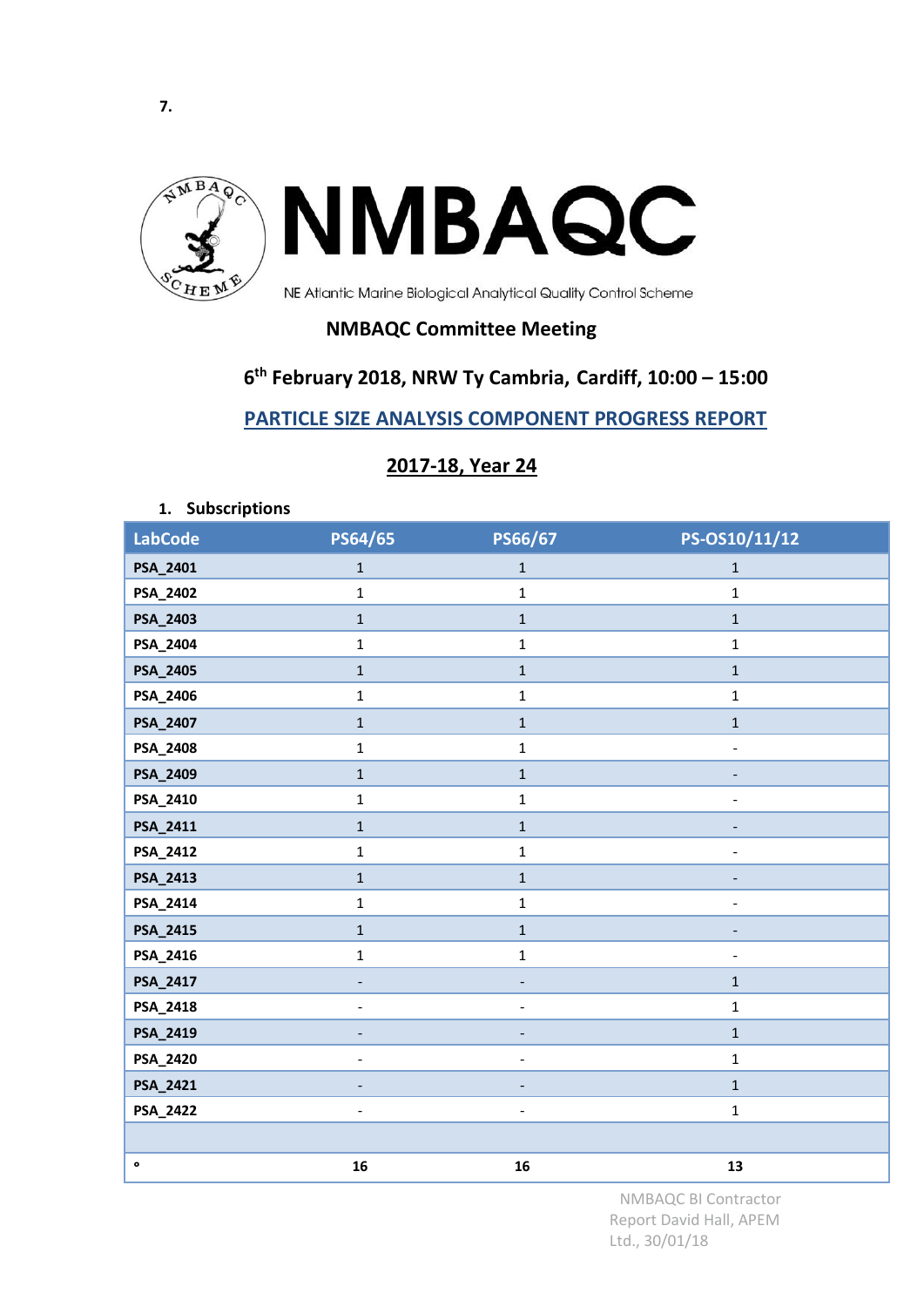7.

# NMBAQC

NE Atlantic Marine Biological Analytical Quality Control Scheme

## NMBAQC Committee Meeting

## 6th February 2018, NRW Ty Cambria, Cardiff, 10:00 – 15:00

## PARTICLE SIZE ANALYSIS COMPONENT PROGRESS REPORT

## 2017-18, Year 24

### 1. Subscriptions

| LabCode | PS64/65 | PS66/67 | PS-OS10/11/12 |
|---|---|---|---|
| PSA_2401 | 1 | 1 | 1 |
| PSA_2402 | 1 | 1 | 1 |
| PSA_2403 | 1 | 1 | 1 |
| PSA_2404 | 1 | 1 | 1 |
| PSA_2405 | 1 | 1 | 1 |
| PSA_2406 | 1 | 1 | 1 |
| PSA_2407 | 1 | 1 | 1 |
| PSA_2408 | 1 | 1 | - |
| PSA_2409 | 1 | 1 | - |
| PSA_2410 | 1 | 1 | - |
| PSA_2411 | 1 | 1 | - |
| PSA_2412 | 1 | 1 | - |
| PSA_2413 | 1 | 1 | - |
| PSA_2414 | 1 | 1 | - |
| PSA_2415 | 1 | 1 | - |
| PSA_2416 | 1 | 1 | - |
| PSA_2417 | - | - | 1 |
| PSA_2418 | - | - | 1 |
| PSA_2419 | - | - | 1 |
| PSA_2420 | - | - | 1 |
| PSA_2421 | - | - | 1 |
| PSA_2422 | - | - | 1 |
| | | | |
| ° | 16 | 16 | 13 |

NMBAQC BI Contractor Report David Hall, APEM Ltd., 30/01/18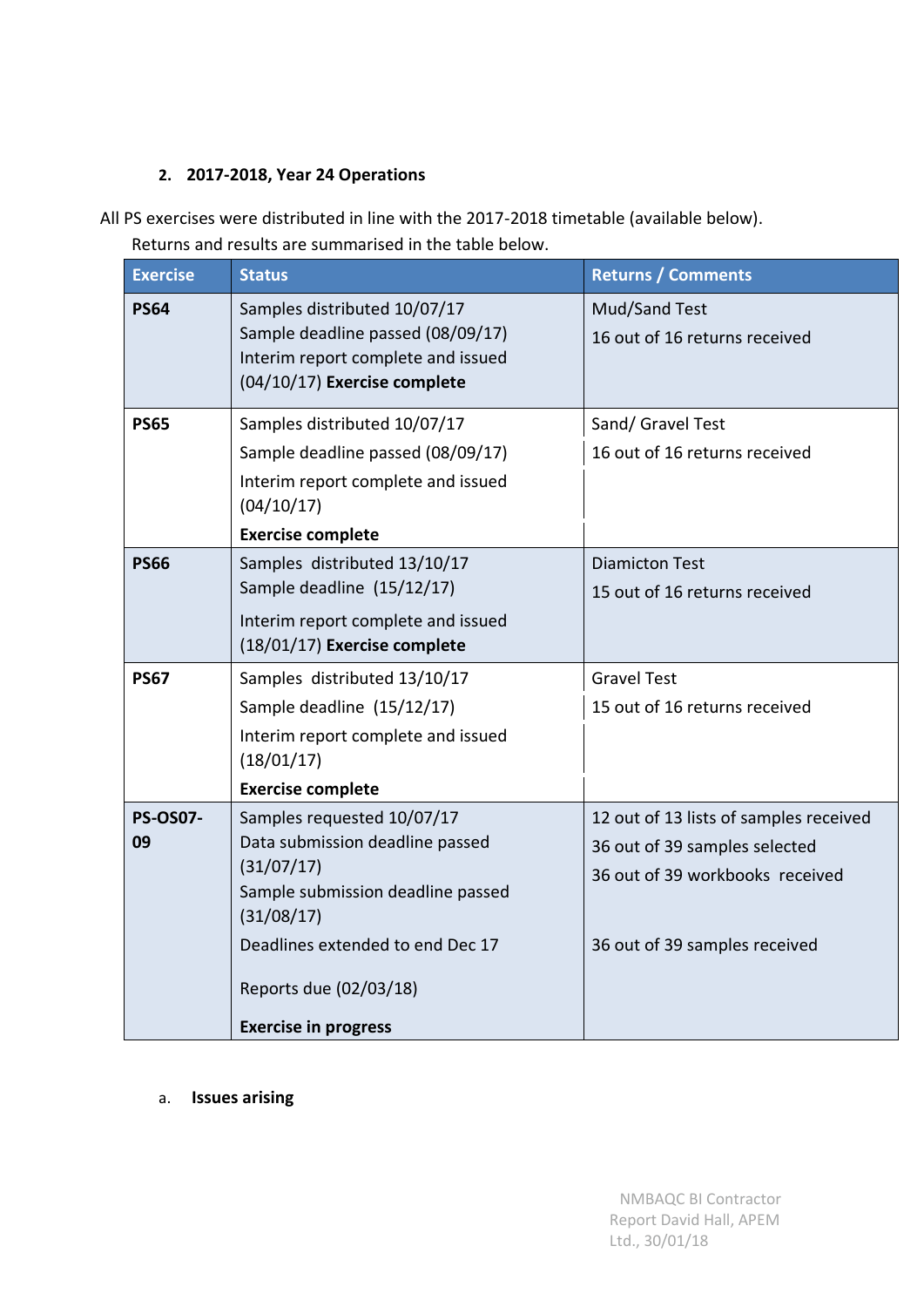## 2. 2017-2018, Year 24 Operations

All PS exercises were distributed in line with the 2017-2018 timetable (available below).

Returns and results are summarised in the table below.

| Exercise | Status | Returns / Comments |
|---|---|---|
| **PS64** | Samples distributed 10/07/17<br>Sample deadline passed (08/09/17)<br>Interim report complete and issued (04/10/17) **Exercise complete** | Mud/Sand Test<br>16 out of 16 returns received |
| **PS65** | Samples distributed 10/07/17<br>Sample deadline passed (08/09/17)<br>Interim report complete and issued (04/10/17)<br>**Exercise complete** | Sand/ Gravel Test<br>16 out of 16 returns received |
| **PS66** | Samples distributed 13/10/17<br>Sample deadline (15/12/17)<br>Interim report complete and issued (18/01/17) **Exercise complete** | Diamicton Test<br>15 out of 16 returns received |
| **PS67** | Samples distributed 13/10/17<br>Sample deadline (15/12/17)<br>Interim report complete and issued (18/01/17)<br>**Exercise complete** | Gravel Test<br>15 out of 16 returns received |
| **PS-OS07-09** | Samples requested 10/07/17<br>Data submission deadline passed (31/07/17)<br>Sample submission deadline passed (31/08/17)<br>Deadlines extended to end Dec 17<br>Reports due (02/03/18)<br>**Exercise in progress** | 12 out of 13 lists of samples received<br>36 out of 39 samples selected<br>36 out of 39 workbooks received<br>36 out of 39 samples received |

a. **Issues arising**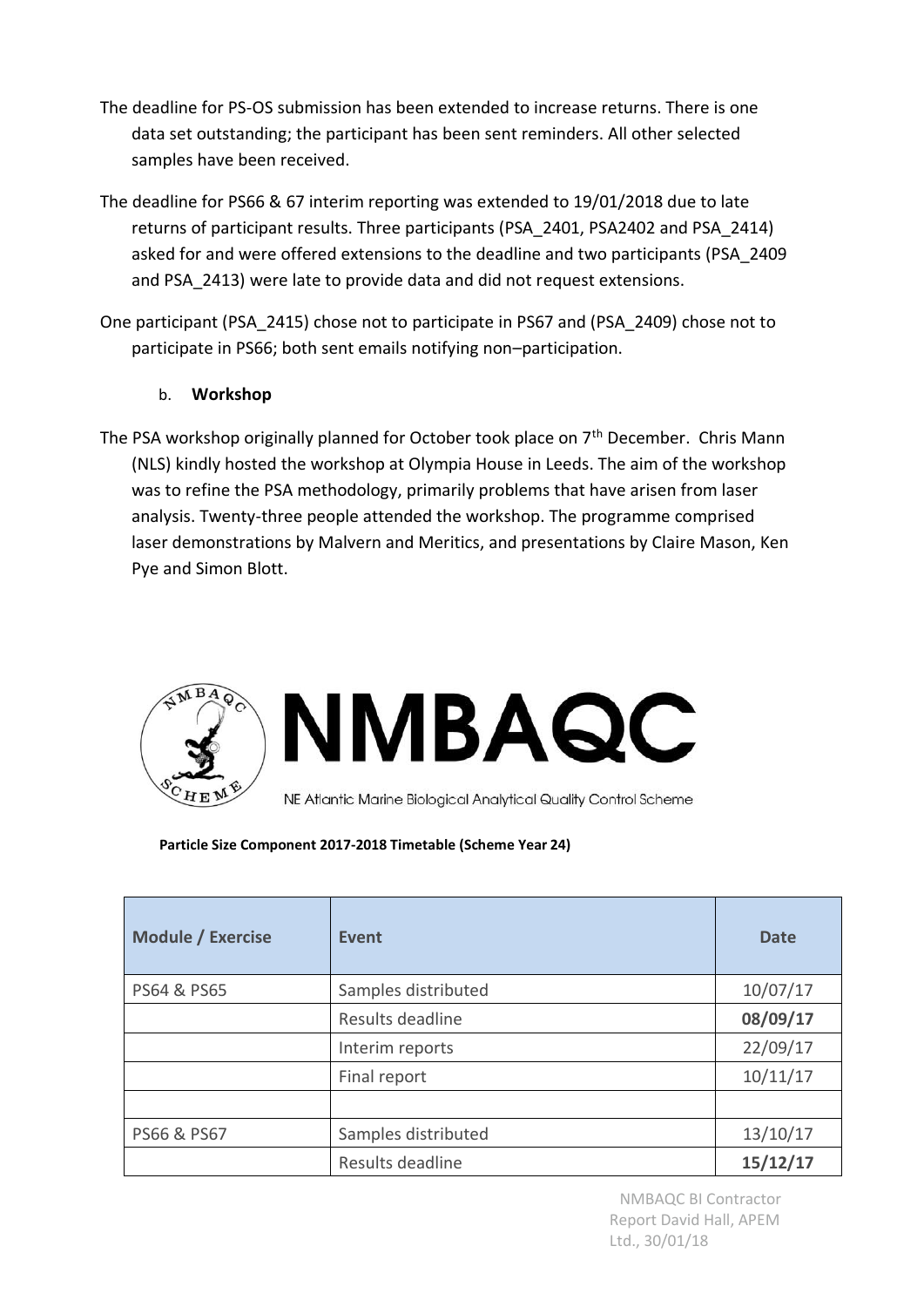The deadline for PS-OS submission has been extended to increase returns. There is one data set outstanding; the participant has been sent reminders. All other selected samples have been received.

The deadline for PS66 & 67 interim reporting was extended to 19/01/2018 due to late returns of participant results. Three participants (PSA_2401, PSA2402 and PSA_2414) asked for and were offered extensions to the deadline and two participants (PSA_2409 and PSA_2413) were late to provide data and did not request extensions.

One participant (PSA_2415) chose not to participate in PS67 and (PSA_2409) chose not to participate in PS66; both sent emails notifying non–participation.

b. **Workshop**

The PSA workshop originally planned for October took place on 7th December. Chris Mann (NLS) kindly hosted the workshop at Olympia House in Leeds. The aim of the workshop was to refine the PSA methodology, primarily problems that have arisen from laser analysis. Twenty-three people attended the workshop. The programme comprised laser demonstrations by Malvern and Meritics, and presentations by Claire Mason, Ken Pye and Simon Blott.

NMBAQC

NE Atlantic Marine Biological Analytical Quality Control Scheme

**Particle Size Component 2017-2018 Timetable (Scheme Year 24)**

| Module / Exercise | Event | Date |
|---|---|---|
| PS64 & PS65 | Samples distributed | 10/07/17 |
| | Results deadline | **08/09/17** |
| | Interim reports | 22/09/17 |
| | Final report | 10/11/17 |
| | | |
| PS66 & PS67 | Samples distributed | 13/10/17 |
| | Results deadline | **15/12/17** |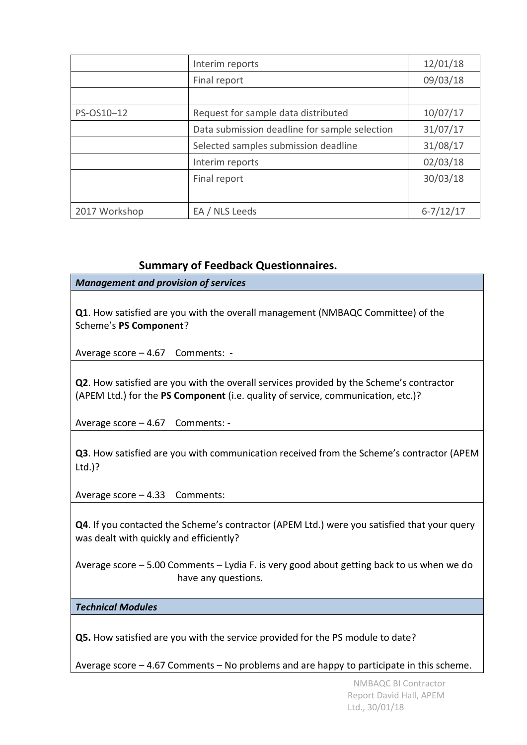| | | |
|---|---|---|
| | Interim reports | 12/01/18 |
| | Final report | 09/03/18 |
| | | |
| PS-OS10–12 | Request for sample data distributed | 10/07/17 |
| | Data submission deadline for sample selection | 31/07/17 |
| | Selected samples submission deadline | 31/08/17 |
| | Interim reports | 02/03/18 |
| | Final report | 30/03/18 |
| | | |
| 2017 Workshop | EA / NLS Leeds | 6-7/12/17 |

## Summary of Feedback Questionnaires.

***Management and provision of services***

**Q1**. How satisfied are you with the overall management (NMBAQC Committee) of the Scheme's **PS Component**?

Average score – 4.67 Comments: -

**Q2**. How satisfied are you with the overall services provided by the Scheme's contractor (APEM Ltd.) for the **PS Component** (i.e. quality of service, communication, etc.)?

Average score – 4.67 Comments: -

**Q3**. How satisfied are you with communication received from the Scheme's contractor (APEM Ltd.)?

Average score – 4.33 Comments:

**Q4**. If you contacted the Scheme's contractor (APEM Ltd.) were you satisfied that your query was dealt with quickly and efficiently?

Average score – 5.00 Comments – Lydia F. is very good about getting back to us when we do have any questions.

***Technical Modules***

**Q5.** How satisfied are you with the service provided for the PS module to date?

Average score – 4.67 Comments – No problems and are happy to participate in this scheme.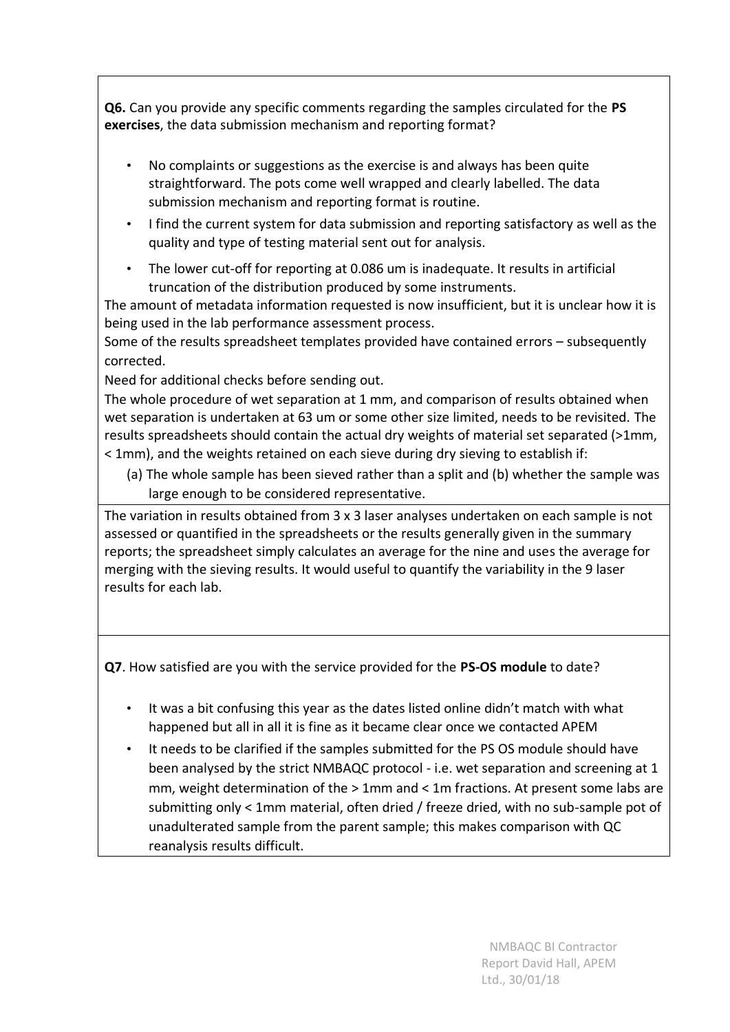**Q6.** Can you provide any specific comments regarding the samples circulated for the **PS exercises**, the data submission mechanism and reporting format?

- No complaints or suggestions as the exercise is and always has been quite straightforward. The pots come well wrapped and clearly labelled. The data submission mechanism and reporting format is routine.
- I find the current system for data submission and reporting satisfactory as well as the quality and type of testing material sent out for analysis.
- The lower cut-off for reporting at 0.086 um is inadequate. It results in artificial truncation of the distribution produced by some instruments.

The amount of metadata information requested is now insufficient, but it is unclear how it is being used in the lab performance assessment process.

Some of the results spreadsheet templates provided have contained errors – subsequently corrected.

Need for additional checks before sending out.

The whole procedure of wet separation at 1 mm, and comparison of results obtained when wet separation is undertaken at 63 um or some other size limited, needs to be revisited. The results spreadsheets should contain the actual dry weights of material set separated (>1mm, < 1mm), and the weights retained on each sieve during dry sieving to establish if:

(a) The whole sample has been sieved rather than a split and (b) whether the sample was large enough to be considered representative.

The variation in results obtained from 3 x 3 laser analyses undertaken on each sample is not assessed or quantified in the spreadsheets or the results generally given in the summary reports; the spreadsheet simply calculates an average for the nine and uses the average for merging with the sieving results. It would useful to quantify the variability in the 9 laser results for each lab.

**Q7**. How satisfied are you with the service provided for the **PS-OS module** to date?

- It was a bit confusing this year as the dates listed online didn't match with what happened but all in all it is fine as it became clear once we contacted APEM
- It needs to be clarified if the samples submitted for the PS OS module should have been analysed by the strict NMBAQC protocol - i.e. wet separation and screening at 1 mm, weight determination of the > 1mm and < 1m fractions. At present some labs are submitting only < 1mm material, often dried / freeze dried, with no sub-sample pot of unadulterated sample from the parent sample; this makes comparison with QC reanalysis results difficult.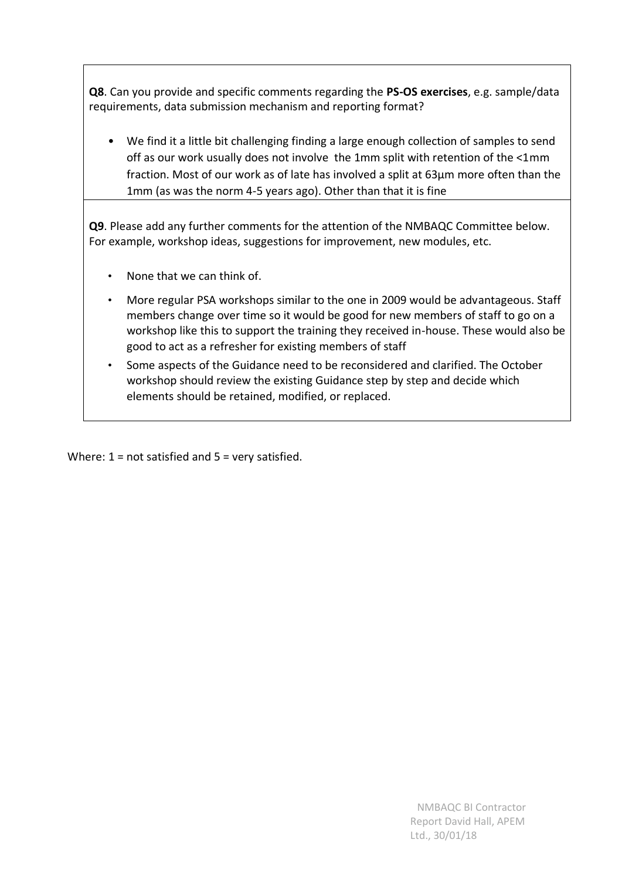**Q8**. Can you provide and specific comments regarding the **PS-OS exercises**, e.g. sample/data requirements, data submission mechanism and reporting format?

- We find it a little bit challenging finding a large enough collection of samples to send off as our work usually does not involve the 1mm split with retention of the <1mm fraction. Most of our work as of late has involved a split at 63µm more often than the 1mm (as was the norm 4-5 years ago). Other than that it is fine

**Q9**. Please add any further comments for the attention of the NMBAQC Committee below. For example, workshop ideas, suggestions for improvement, new modules, etc.

- None that we can think of.
- More regular PSA workshops similar to the one in 2009 would be advantageous. Staff members change over time so it would be good for new members of staff to go on a workshop like this to support the training they received in-house. These would also be good to act as a refresher for existing members of staff
- Some aspects of the Guidance need to be reconsidered and clarified. The October workshop should review the existing Guidance step by step and decide which elements should be retained, modified, or replaced.

Where: 1 = not satisfied and 5 = very satisfied.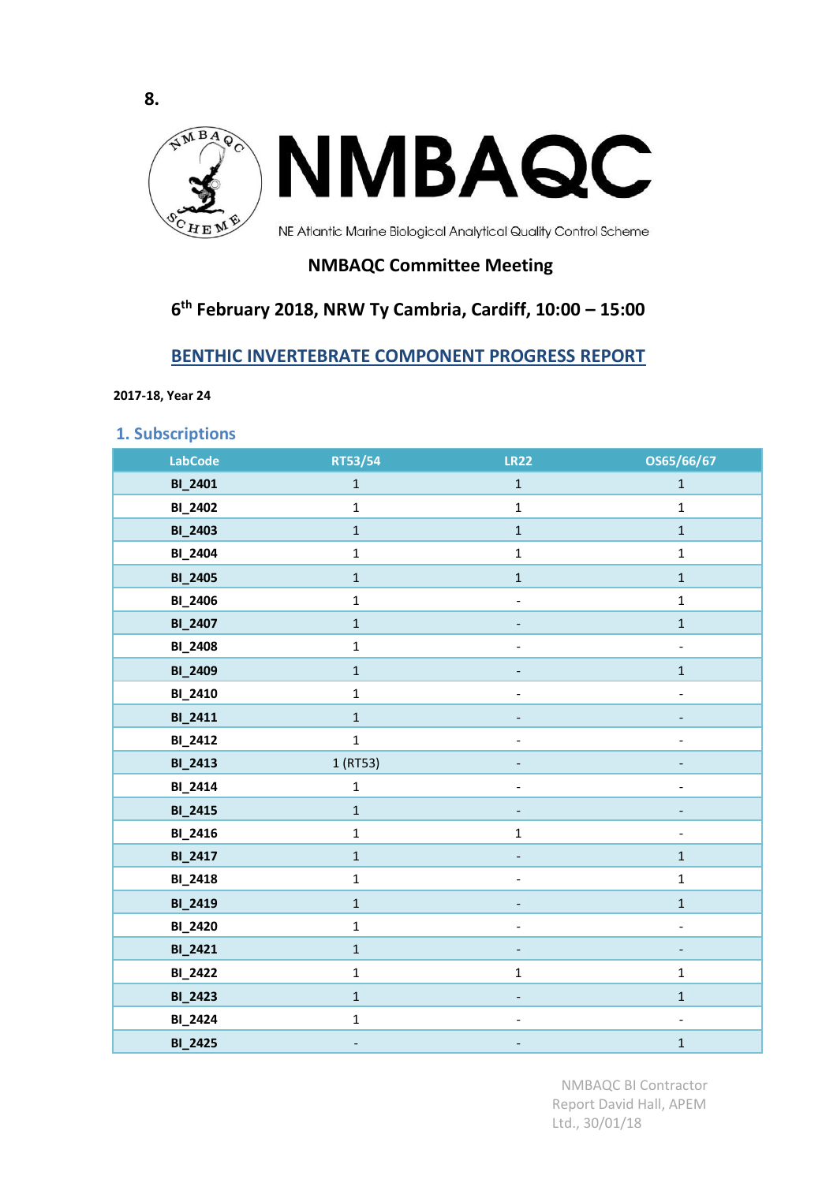8.

# NMBAQC

NE Atlantic Marine Biological Analytical Quality Control Scheme

## NMBAQC Committee Meeting

## 6th February 2018, NRW Ty Cambria, Cardiff, 10:00 – 15:00

## BENTHIC INVERTEBRATE COMPONENT PROGRESS REPORT

**2017-18, Year 24**

### 1. Subscriptions

| LabCode | RT53/54 | LR22 | OS65/66/67 |
|---|---|---|---|
| **BI_2401** | 1 | 1 | 1 |
| **BI_2402** | 1 | 1 | 1 |
| **BI_2403** | 1 | 1 | 1 |
| **BI_2404** | 1 | 1 | 1 |
| **BI_2405** | 1 | 1 | 1 |
| **BI_2406** | 1 | - | 1 |
| **BI_2407** | 1 | - | 1 |
| **BI_2408** | 1 | - | - |
| **BI_2409** | 1 | - | 1 |
| **BI_2410** | 1 | - | - |
| **BI_2411** | 1 | - | - |
| **BI_2412** | 1 | - | - |
| **BI_2413** | 1 (RT53) | - | - |
| **BI_2414** | 1 | - | - |
| **BI_2415** | 1 | - | - |
| **BI_2416** | 1 | 1 | - |
| **BI_2417** | 1 | - | 1 |
| **BI_2418** | 1 | - | 1 |
| **BI_2419** | 1 | - | 1 |
| **BI_2420** | 1 | - | - |
| **BI_2421** | 1 | - | - |
| **BI_2422** | 1 | 1 | 1 |
| **BI_2423** | 1 | - | 1 |
| **BI_2424** | 1 | - | - |
| **BI_2425** | - | - | 1 |

NMBAQC BI Contractor Report David Hall, APEM Ltd., 30/01/18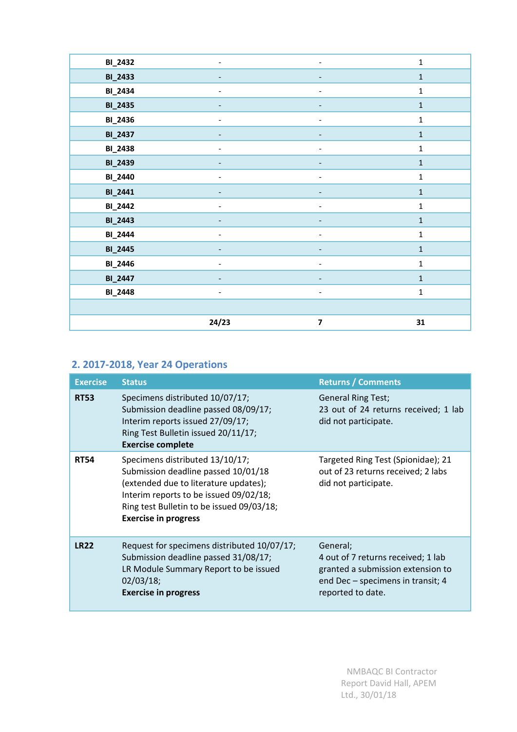| | | | |
|---|---|---|---|
| **BI_2432** | - | - | 1 |
| **BI_2433** | - | - | 1 |
| **BI_2434** | - | - | 1 |
| **BI_2435** | - | - | 1 |
| **BI_2436** | - | - | 1 |
| **BI_2437** | - | - | 1 |
| **BI_2438** | - | - | 1 |
| **BI_2439** | - | - | 1 |
| **BI_2440** | - | - | 1 |
| **BI_2441** | - | - | 1 |
| **BI_2442** | - | - | 1 |
| **BI_2443** | - | - | 1 |
| **BI_2444** | - | - | 1 |
| **BI_2445** | - | - | 1 |
| **BI_2446** | - | - | 1 |
| **BI_2447** | - | - | 1 |
| **BI_2448** | - | - | 1 |
| | | | |
| | **24/23** | **7** | **31** |

## 2. 2017-2018, Year 24 Operations

| Exercise | Status | Returns / Comments |
|---|---|---|
| **RT53** | Specimens distributed 10/07/17;<br>Submission deadline passed 08/09/17;<br>Interim reports issued 27/09/17;<br>Ring Test Bulletin issued 20/11/17;<br>**Exercise complete** | General Ring Test;<br>23 out of 24 returns received; 1 lab did not participate. |
| **RT54** | Specimens distributed 13/10/17;<br>Submission deadline passed 10/01/18 (extended due to literature updates);<br>Interim reports to be issued 09/02/18;<br>Ring test Bulletin to be issued 09/03/18;<br>**Exercise in progress** | Targeted Ring Test (Spionidae); 21 out of 23 returns received; 2 labs did not participate. |
| **LR22** | Request for specimens distributed 10/07/17;<br>Submission deadline passed 31/08/17;<br>LR Module Summary Report to be issued 02/03/18;<br>**Exercise in progress** | General;<br>4 out of 7 returns received; 1 lab granted a submission extension to end Dec – specimens in transit; 4 reported to date. |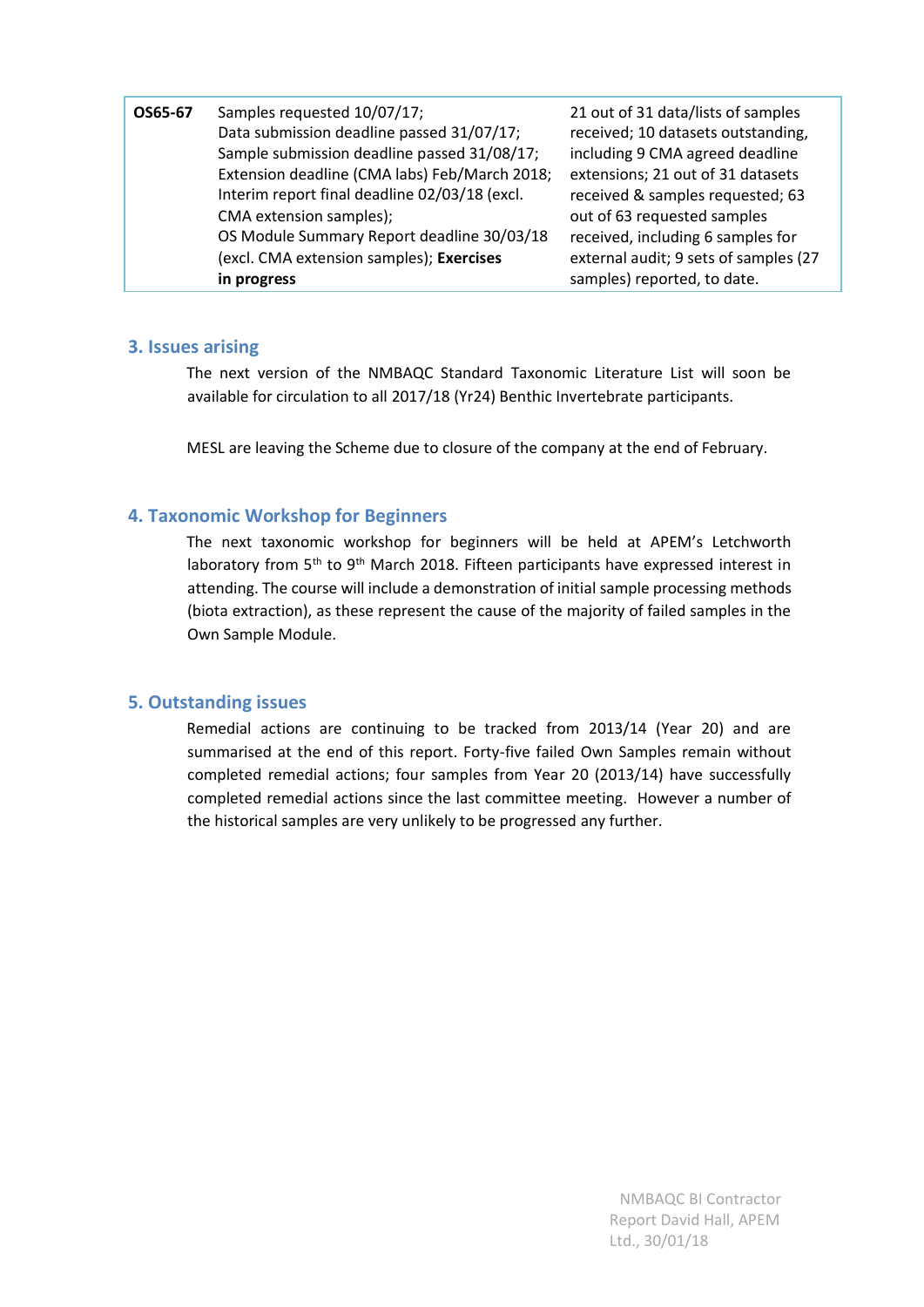| OS65-67 | Samples requested 10/07/17; Data submission deadline passed 31/07/17; Sample submission deadline passed 31/08/17; Extension deadline (CMA labs) Feb/March 2018; Interim report final deadline 02/03/18 (excl. CMA extension samples); OS Module Summary Report deadline 30/03/18 (excl. CMA extension samples); **Exercises in progress** | 21 out of 31 data/lists of samples received; 10 datasets outstanding, including 9 CMA agreed deadline extensions; 21 out of 31 datasets received & samples requested; 63 out of 63 requested samples received, including 6 samples for external audit; 9 sets of samples (27 samples) reported, to date. |
|---|---|---|

## 3. Issues arising

The next version of the NMBAQC Standard Taxonomic Literature List will soon be available for circulation to all 2017/18 (Yr24) Benthic Invertebrate participants.

MESL are leaving the Scheme due to closure of the company at the end of February.

## 4. Taxonomic Workshop for Beginners

The next taxonomic workshop for beginners will be held at APEM's Letchworth laboratory from 5th to 9th March 2018. Fifteen participants have expressed interest in attending. The course will include a demonstration of initial sample processing methods (biota extraction), as these represent the cause of the majority of failed samples in the Own Sample Module.

## 5. Outstanding issues

Remedial actions are continuing to be tracked from 2013/14 (Year 20) and are summarised at the end of this report. Forty-five failed Own Samples remain without completed remedial actions; four samples from Year 20 (2013/14) have successfully completed remedial actions since the last committee meeting. However a number of the historical samples are very unlikely to be progressed any further.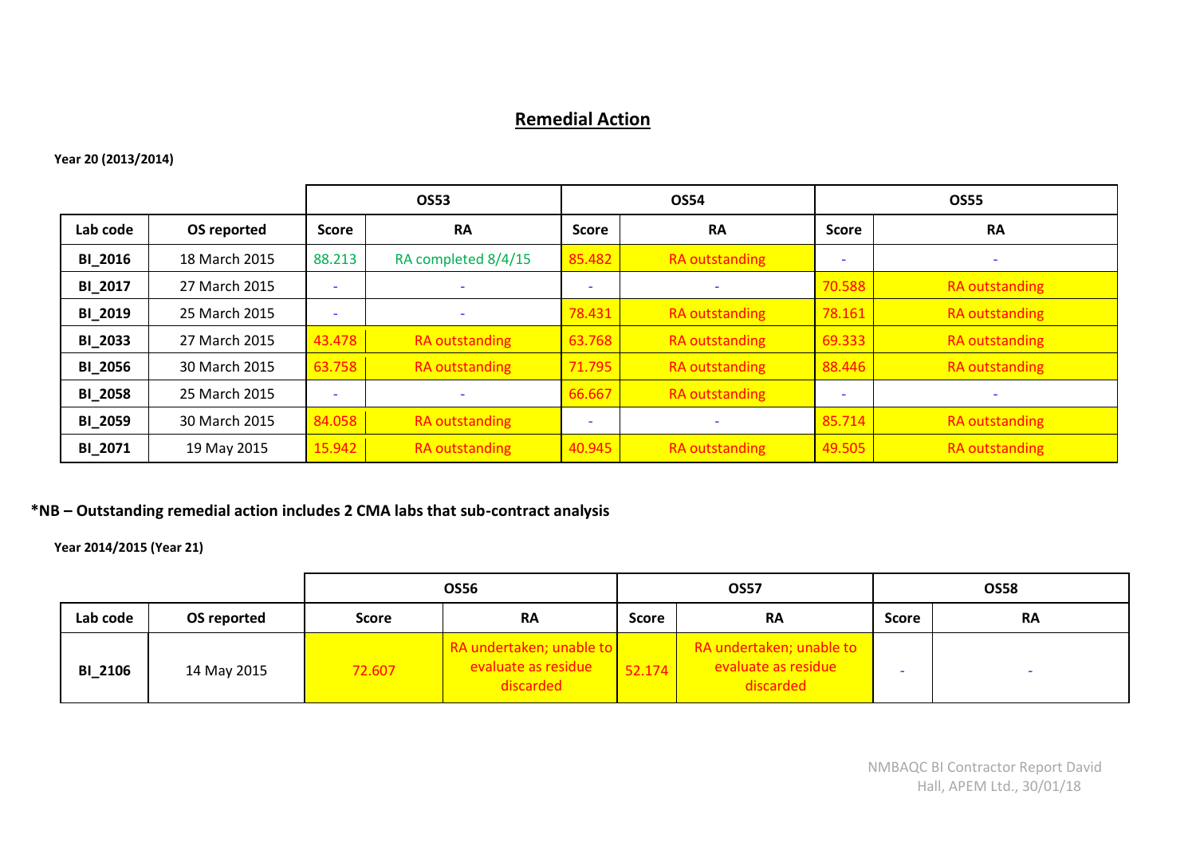## Remedial Action

**Year 20 (2013/2014)**

| | | OS53 | | OS54 | | OS55 | |
|---|---|---|---|---|---|---|---|
| **Lab code** | **OS reported** | **Score** | **RA** | **Score** | **RA** | **Score** | **RA** |
| **BI_2016** | 18 March 2015 | 88.213 | RA completed 8/4/15 | 85.482 | RA outstanding | - | - |
| **BI_2017** | 27 March 2015 | - | - | - | - | 70.588 | RA outstanding |
| **BI_2019** | 25 March 2015 | - | - | 78.431 | RA outstanding | 78.161 | RA outstanding |
| **BI_2033** | 27 March 2015 | 43.478 | RA outstanding | 63.768 | RA outstanding | 69.333 | RA outstanding |
| **BI_2056** | 30 March 2015 | 63.758 | RA outstanding | 71.795 | RA outstanding | 88.446 | RA outstanding |
| **BI_2058** | 25 March 2015 | - | - | 66.667 | RA outstanding | - | - |
| **BI_2059** | 30 March 2015 | 84.058 | RA outstanding | - | - | 85.714 | RA outstanding |
| **BI_2071** | 19 May 2015 | 15.942 | RA outstanding | 40.945 | RA outstanding | 49.505 | RA outstanding |

**\*NB – Outstanding remedial action includes 2 CMA labs that sub-contract analysis**

**Year 2014/2015 (Year 21)**

| | | OS56 | | OS57 | | OS58 | |
|---|---|---|---|---|---|---|---|
| **Lab code** | **OS reported** | **Score** | **RA** | **Score** | **RA** | **Score** | **RA** |
| **BI_2106** | 14 May 2015 | 72.607 | RA undertaken; unable to evaluate as residue discarded | 52.174 | RA undertaken; unable to evaluate as residue discarded | - | - |

NMBAQC BI Contractor Report David Hall, APEM Ltd., 30/01/18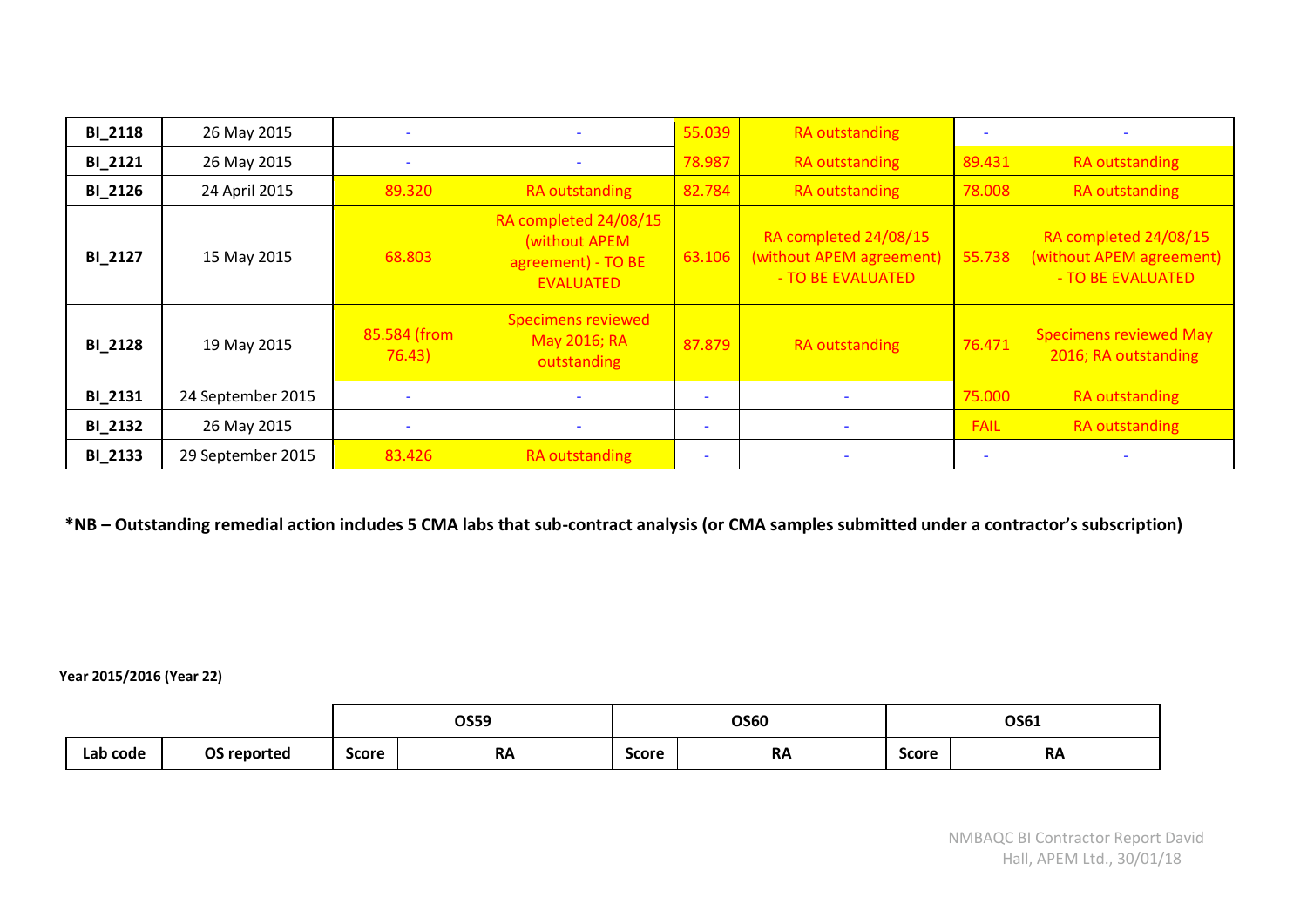| | | | | | | | |
|---|---|---|---|---|---|---|---|
| **BI_2118** | 26 May 2015 | - | - | 55.039 | RA outstanding | - | - |
| **BI_2121** | 26 May 2015 | - | - | 78.987 | RA outstanding | 89.431 | RA outstanding |
| **BI_2126** | 24 April 2015 | 89.320 | RA outstanding | 82.784 | RA outstanding | 78.008 | RA outstanding |
| **BI_2127** | 15 May 2015 | 68.803 | RA completed 24/08/15 (without APEM agreement) - TO BE EVALUATED | 63.106 | RA completed 24/08/15 (without APEM agreement) - TO BE EVALUATED | 55.738 | RA completed 24/08/15 (without APEM agreement) - TO BE EVALUATED |
| **BI_2128** | 19 May 2015 | 85.584 (from 76.43) | Specimens reviewed May 2016; RA outstanding | 87.879 | RA outstanding | 76.471 | Specimens reviewed May 2016; RA outstanding |
| **BI_2131** | 24 September 2015 | - | - | - | - | 75.000 | RA outstanding |
| **BI_2132** | 26 May 2015 | - | - | - | - | FAIL | RA outstanding |
| **BI_2133** | 29 September 2015 | 83.426 | RA outstanding | - | - | - | - |

**\*NB – Outstanding remedial action includes 5 CMA labs that sub-contract analysis (or CMA samples submitted under a contractor's subscription)**

**Year 2015/2016 (Year 22)**

| | | **OS59** | | **OS60** | | **OS61** | |
|---|---|---|---|---|---|---|---|
| **Lab code** | **OS reported** | **Score** | **RA** | **Score** | **RA** | **Score** | **RA** |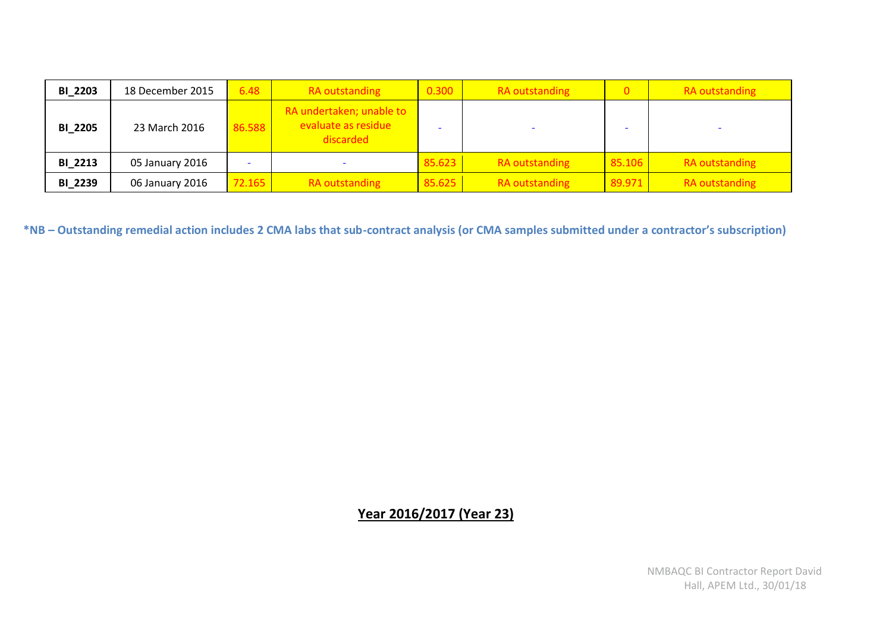| | | | | | | | |
|---|---|---|---|---|---|---|---|
| **BI_2203** | 18 December 2015 | 6.48 | RA outstanding | 0.300 | RA outstanding | 0 | RA outstanding |
| **BI_2205** | 23 March 2016 | 86.588 | RA undertaken; unable to evaluate as residue discarded | - | - | - | - |
| **BI_2213** | 05 January 2016 | - | - | 85.623 | RA outstanding | 85.106 | RA outstanding |
| **BI_2239** | 06 January 2016 | 72.165 | RA outstanding | 85.625 | RA outstanding | 89.971 | RA outstanding |

**\*NB – Outstanding remedial action includes 2 CMA labs that sub-contract analysis (or CMA samples submitted under a contractor's subscription)**

## Year 2016/2017 (Year 23)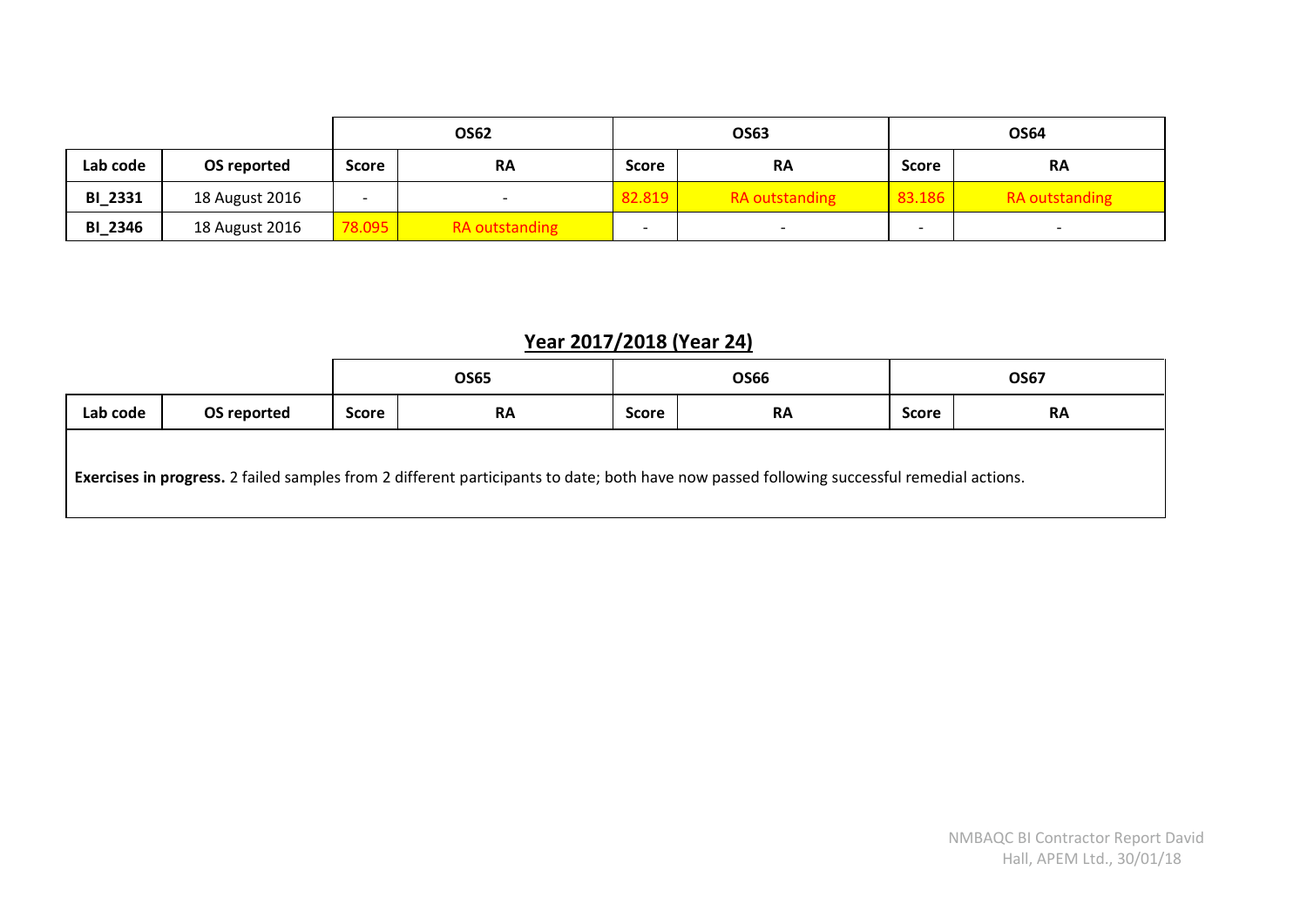| | | OS62 | | OS63 | | OS64 | |
|---|---|---|---|---|---|---|---|
| Lab code | OS reported | Score | RA | Score | RA | Score | RA |
| BI_2331 | 18 August 2016 | - | - | 82.819 | RA outstanding | 83.186 | RA outstanding |
| BI_2346 | 18 August 2016 | 78.095 | RA outstanding | - | - | - | - |

## Year 2017/2018 (Year 24)

| | | OS65 | | OS66 | | OS67 | |
|---|---|---|---|---|---|---|---|
| Lab code | OS reported | Score | RA | Score | RA | Score | RA |
| **Exercises in progress.** 2 failed samples from 2 different participants to date; both have now passed following successful remedial actions. | | | | | | | |

NMBAQC BI Contractor Report David Hall, APEM Ltd., 30/01/18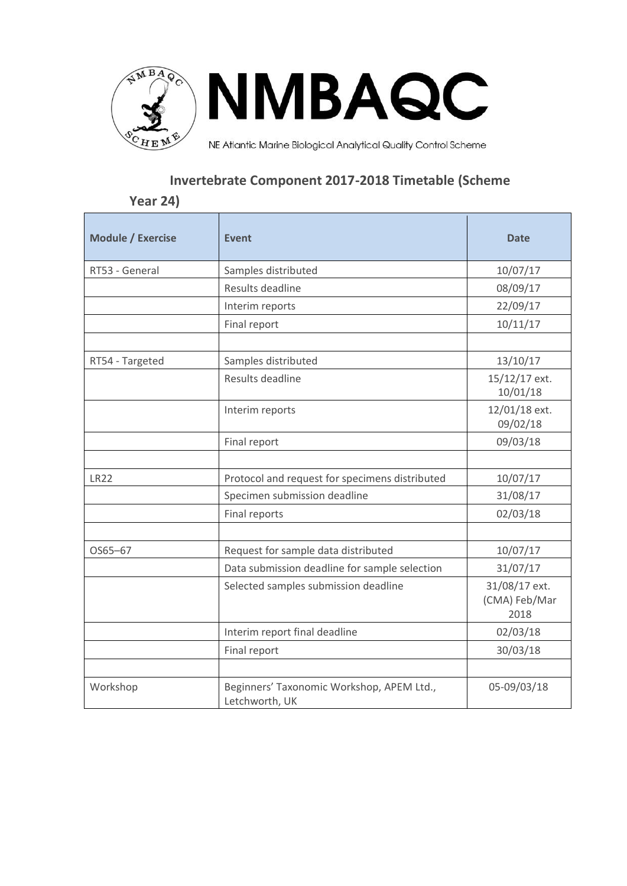NMBAQC

NE Atlantic Marine Biological Analytical Quality Control Scheme

## Invertebrate Component 2017-2018 Timetable (Scheme Year 24)

| Module / Exercise | Event | Date |
|---|---|---|
| RT53 - General | Samples distributed | 10/07/17 |
| | Results deadline | 08/09/17 |
| | Interim reports | 22/09/17 |
| | Final report | 10/11/17 |
| | | |
| RT54 - Targeted | Samples distributed | 13/10/17 |
| | Results deadline | 15/12/17 ext. 10/01/18 |
| | Interim reports | 12/01/18 ext. 09/02/18 |
| | Final report | 09/03/18 |
| | | |
| LR22 | Protocol and request for specimens distributed | 10/07/17 |
| | Specimen submission deadline | 31/08/17 |
| | Final reports | 02/03/18 |
| | | |
| OS65–67 | Request for sample data distributed | 10/07/17 |
| | Data submission deadline for sample selection | 31/07/17 |
| | Selected samples submission deadline | 31/08/17 ext. (CMA) Feb/Mar 2018 |
| | Interim report final deadline | 02/03/18 |
| | Final report | 30/03/18 |
| | | |
| Workshop | Beginners' Taxonomic Workshop, APEM Ltd., Letchworth, UK | 05-09/03/18 |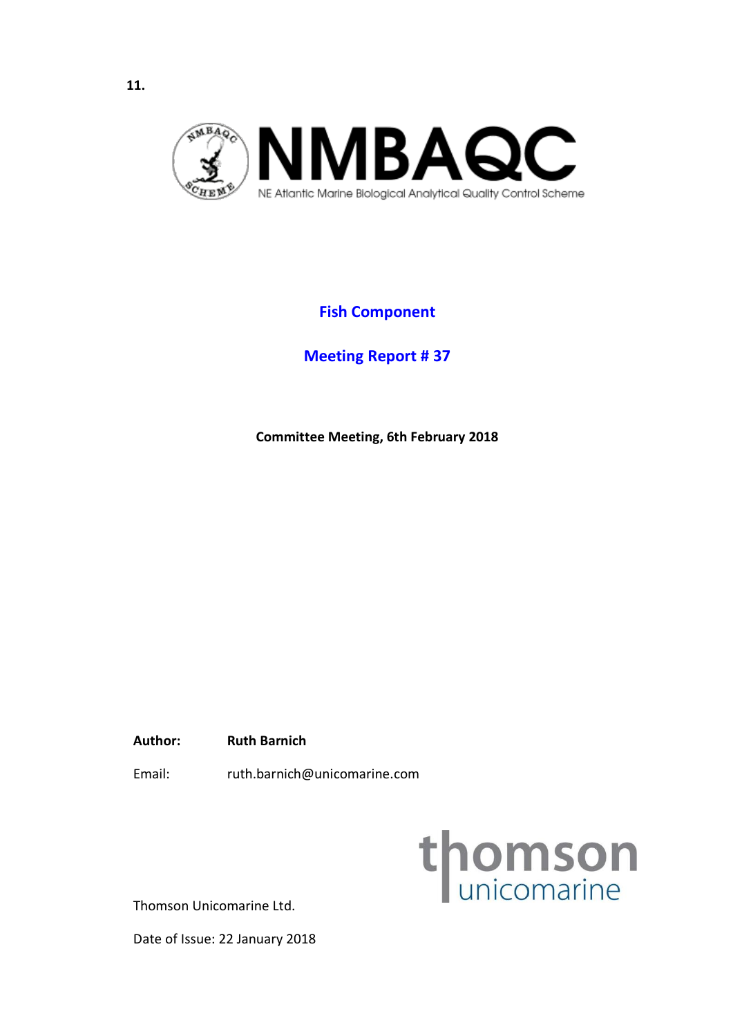11.

# NMBAQC

NE Atlantic Marine Biological Analytical Quality Control Scheme

## Fish Component

## Meeting Report # 37

**Committee Meeting, 6th February 2018**

**Author:** **Ruth Barnich**

Email: ruth.barnich@unicomarine.com

thomson unicomarine

Thomson Unicomarine Ltd.

Date of Issue: 22 January 2018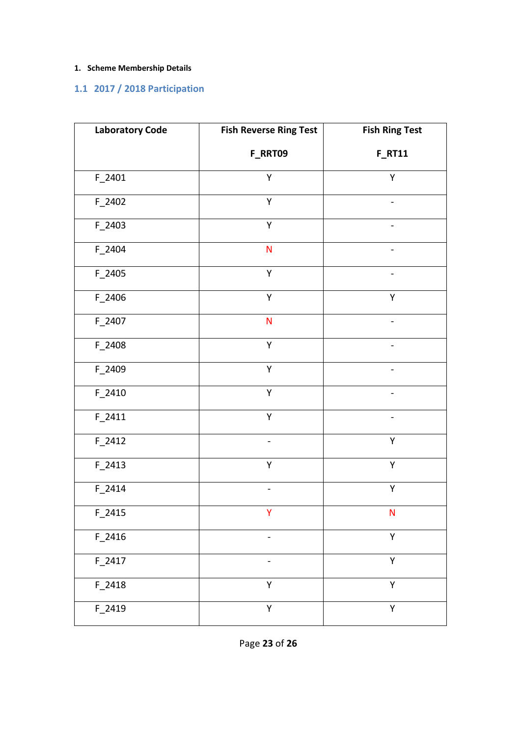1. **Scheme Membership Details**

## 1.1 2017 / 2018 Participation

| Laboratory Code | Fish Reverse Ring Test F_RRT09 | Fish Ring Test F_RT11 |
|---|---|---|
| F_2401 | Y | Y |
| F_2402 | Y | - |
| F_2403 | Y | - |
| F_2404 | N | - |
| F_2405 | Y | - |
| F_2406 | Y | Y |
| F_2407 | N | - |
| F_2408 | Y | - |
| F_2409 | Y | - |
| F_2410 | Y | - |
| F_2411 | Y | - |
| F_2412 | - | Y |
| F_2413 | Y | Y |
| F_2414 | - | Y |
| F_2415 | Y | N |
| F_2416 | - | Y |
| F_2417 | - | Y |
| F_2418 | Y | Y |
| F_2419 | Y | Y |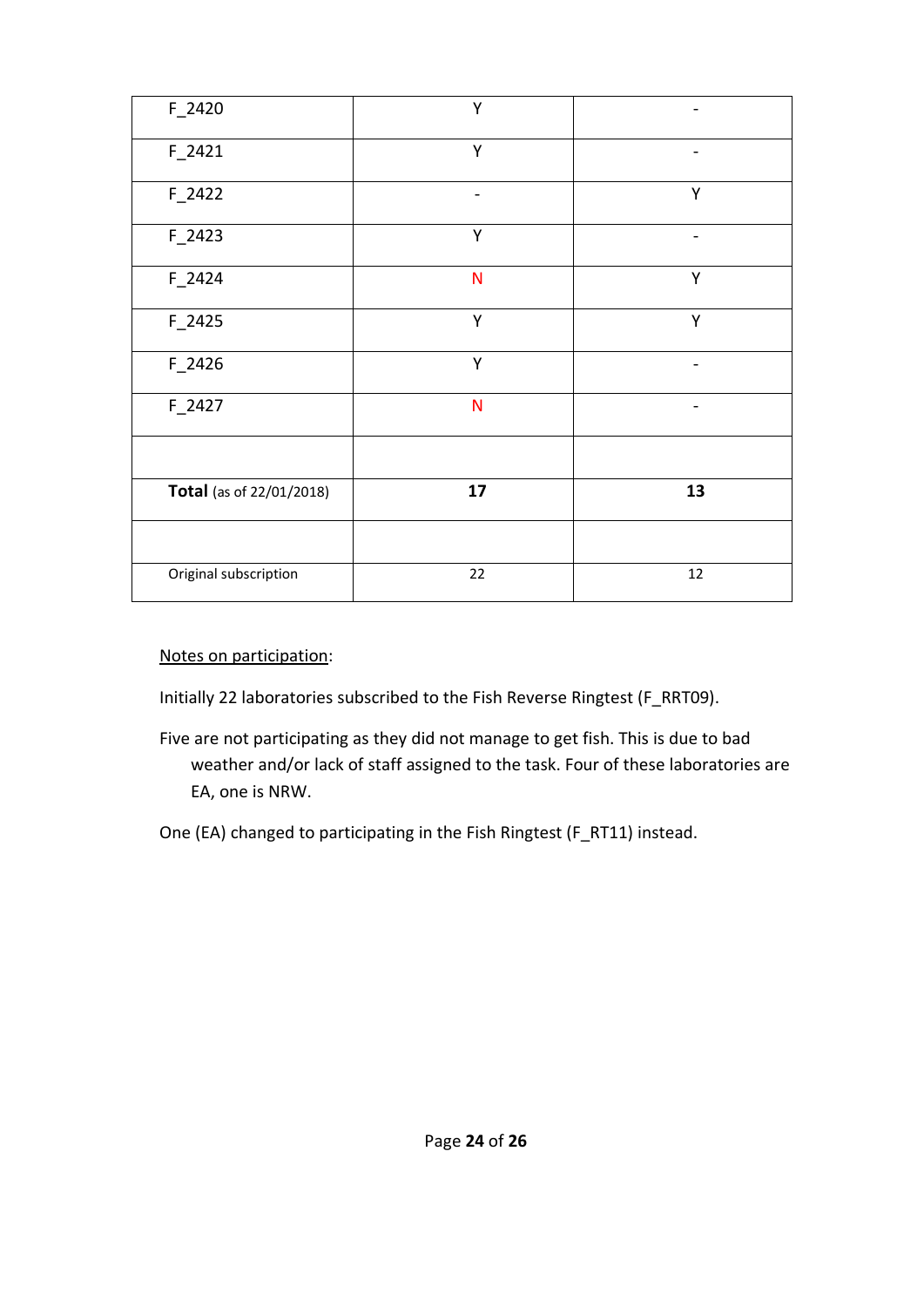| | | |
|---|---|---|
| F_2420 | Y | - |
| F_2421 | Y | - |
| F_2422 | - | Y |
| F_2423 | Y | - |
| F_2424 | N | Y |
| F_2425 | Y | Y |
| F_2426 | Y | - |
| F_2427 | N | - |
| | | |
| **Total** (as of 22/01/2018) | **17** | **13** |
| | | |
| Original subscription | 22 | 12 |

Notes on participation:

Initially 22 laboratories subscribed to the Fish Reverse Ringtest (F_RRT09).

Five are not participating as they did not manage to get fish. This is due to bad weather and/or lack of staff assigned to the task. Four of these laboratories are EA, one is NRW.

One (EA) changed to participating in the Fish Ringtest (F_RT11) instead.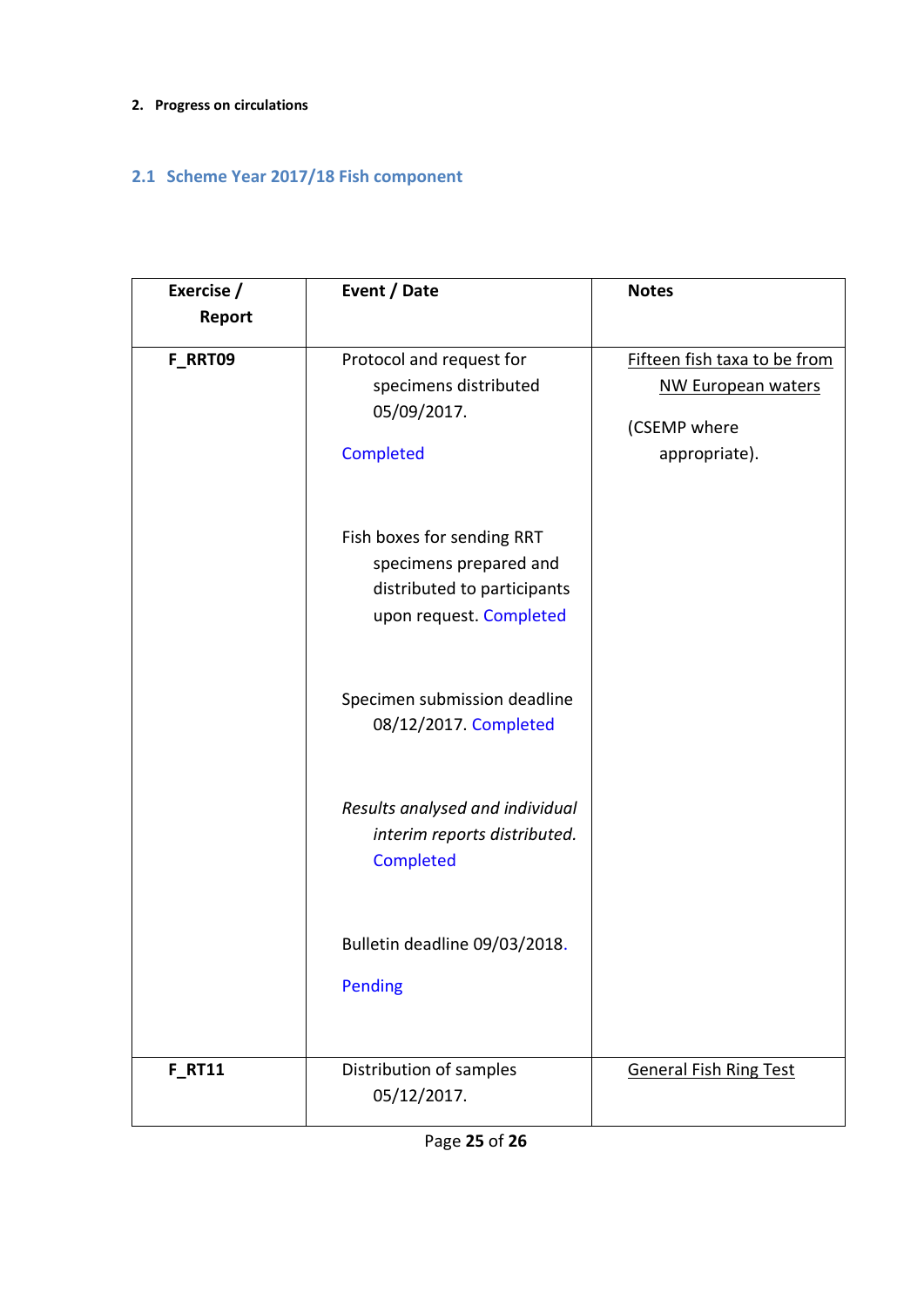2. **Progress on circulations**

## 2.1 Scheme Year 2017/18 Fish component

| Exercise / Report | Event / Date | Notes |
|---|---|---|
| **F_RRT09** | Protocol and request for specimens distributed 05/09/2017. Completed<br><br>Fish boxes for sending RRT specimens prepared and distributed to participants upon request. Completed<br><br>Specimen submission deadline 08/12/2017. Completed<br><br>*Results analysed and individual interim reports distributed.* Completed<br><br>Bulletin deadline 09/03/2018.<br><br>Pending | Fifteen fish taxa to be from NW European waters<br><br>(CSEMP where appropriate). |
| **F_RT11** | Distribution of samples 05/12/2017. | General Fish Ring Test |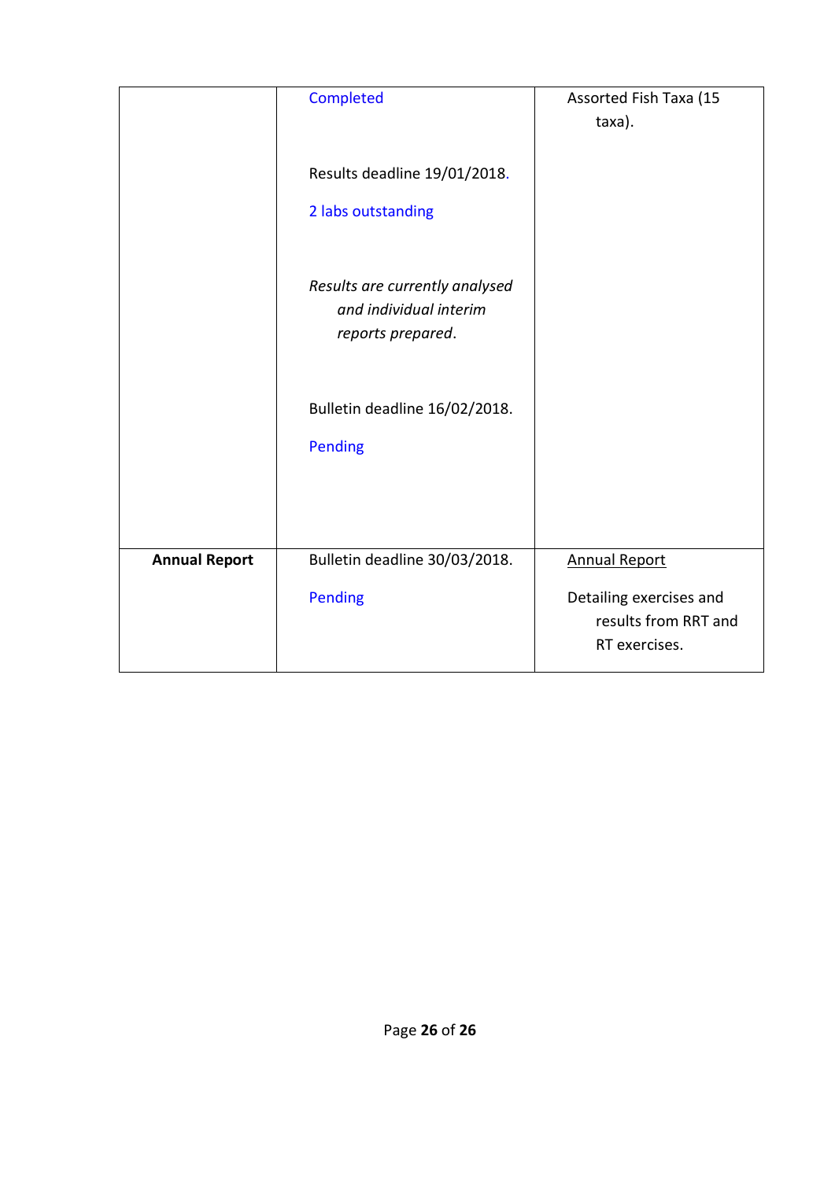| | | |
|---|---|---|
| | Completed<br><br>Results deadline 19/01/2018.<br><br>2 labs outstanding<br><br>*Results are currently analysed and individual interim reports prepared*.<br><br>Bulletin deadline 16/02/2018.<br><br>Pending | Assorted Fish Taxa (15 taxa). |
| **Annual Report** | Bulletin deadline 30/03/2018.<br><br>Pending | <u>Annual Report</u><br><br>Detailing exercises and results from RRT and RT exercises. |